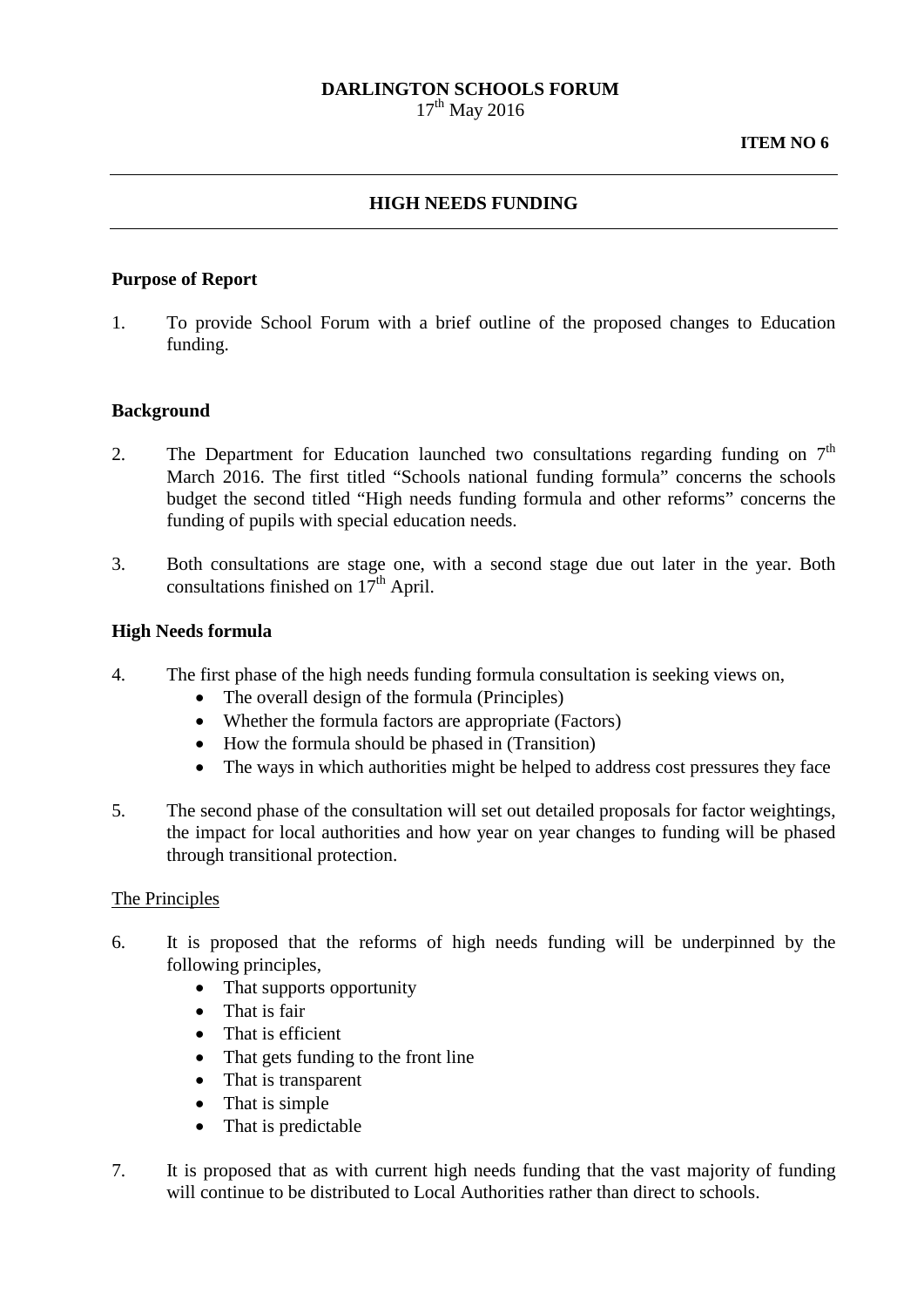**DARLINGTON SCHOOLS FORUM**
17th May 2016

**ITEM NO 6**

---

## HIGH NEEDS FUNDING

---

### Purpose of Report

1. To provide School Forum with a brief outline of the proposed changes to Education funding.

### Background

2. The Department for Education launched two consultations regarding funding on 7th March 2016. The first titled "Schools national funding formula" concerns the schools budget the second titled "High needs funding formula and other reforms" concerns the funding of pupils with special education needs.

3. Both consultations are stage one, with a second stage due out later in the year. Both consultations finished on 17th April.

### High Needs formula

4. The first phase of the high needs funding formula consultation is seeking views on,
   - The overall design of the formula (Principles)
   - Whether the formula factors are appropriate (Factors)
   - How the formula should be phased in (Transition)
   - The ways in which authorities might be helped to address cost pressures they face

5. The second phase of the consultation will set out detailed proposals for factor weightings, the impact for local authorities and how year on year changes to funding will be phased through transitional protection.

<u>The Principles</u>

6. It is proposed that the reforms of high needs funding will be underpinned by the following principles,
   - That supports opportunity
   - That is fair
   - That is efficient
   - That gets funding to the front line
   - That is transparent
   - That is simple
   - That is predictable

7. It is proposed that as with current high needs funding that the vast majority of funding will continue to be distributed to Local Authorities rather than direct to schools.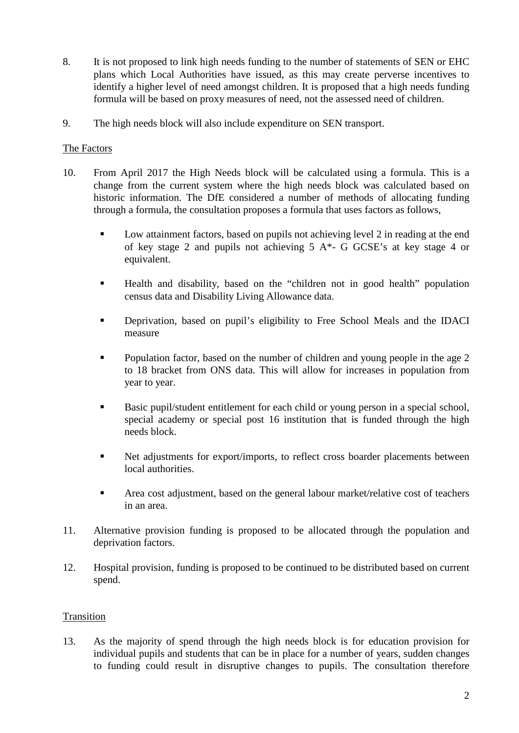8. It is not proposed to link high needs funding to the number of statements of SEN or EHC plans which Local Authorities have issued, as this may create perverse incentives to identify a higher level of need amongst children. It is proposed that a high needs funding formula will be based on proxy measures of need, not the assessed need of children.

9. The high needs block will also include expenditure on SEN transport.

<u>The Factors</u>

10. From April 2017 the High Needs block will be calculated using a formula. This is a change from the current system where the high needs block was calculated based on historic information. The DfE considered a number of methods of allocating funding through a formula, the consultation proposes a formula that uses factors as follows,

    - Low attainment factors, based on pupils not achieving level 2 in reading at the end of key stage 2 and pupils not achieving 5 A*- G GCSE's at key stage 4 or equivalent.

    - Health and disability, based on the "children not in good health" population census data and Disability Living Allowance data.

    - Deprivation, based on pupil's eligibility to Free School Meals and the IDACI measure

    - Population factor, based on the number of children and young people in the age 2 to 18 bracket from ONS data. This will allow for increases in population from year to year.

    - Basic pupil/student entitlement for each child or young person in a special school, special academy or special post 16 institution that is funded through the high needs block.

    - Net adjustments for export/imports, to reflect cross boarder placements between local authorities.

    - Area cost adjustment, based on the general labour market/relative cost of teachers in an area.

11. Alternative provision funding is proposed to be allocated through the population and deprivation factors.

12. Hospital provision, funding is proposed to be continued to be distributed based on current spend.

<u>Transition</u>

13. As the majority of spend through the high needs block is for education provision for individual pupils and students that can be in place for a number of years, sudden changes to funding could result in disruptive changes to pupils. The consultation therefore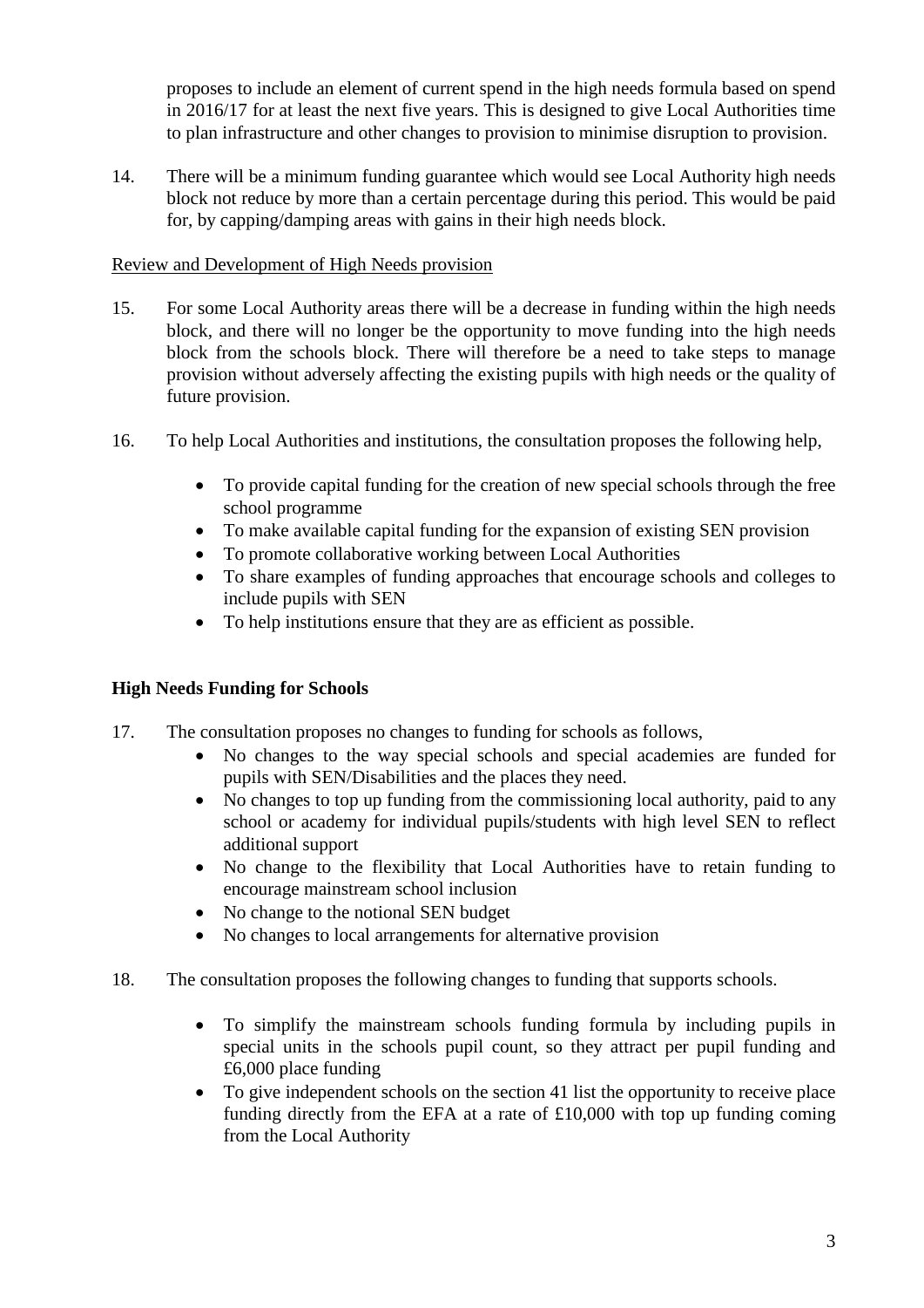proposes to include an element of current spend in the high needs formula based on spend in 2016/17 for at least the next five years. This is designed to give Local Authorities time to plan infrastructure and other changes to provision to minimise disruption to provision.

14. There will be a minimum funding guarantee which would see Local Authority high needs block not reduce by more than a certain percentage during this period. This would be paid for, by capping/damping areas with gains in their high needs block.

<u>Review and Development of High Needs provision</u>

15. For some Local Authority areas there will be a decrease in funding within the high needs block, and there will no longer be the opportunity to move funding into the high needs block from the schools block. There will therefore be a need to take steps to manage provision without adversely affecting the existing pupils with high needs or the quality of future provision.

16. To help Local Authorities and institutions, the consultation proposes the following help,

- To provide capital funding for the creation of new special schools through the free school programme
- To make available capital funding for the expansion of existing SEN provision
- To promote collaborative working between Local Authorities
- To share examples of funding approaches that encourage schools and colleges to include pupils with SEN
- To help institutions ensure that they are as efficient as possible.

**High Needs Funding for Schools**

17. The consultation proposes no changes to funding for schools as follows,
    - No changes to the way special schools and special academies are funded for pupils with SEN/Disabilities and the places they need.
    - No changes to top up funding from the commissioning local authority, paid to any school or academy for individual pupils/students with high level SEN to reflect additional support
    - No change to the flexibility that Local Authorities have to retain funding to encourage mainstream school inclusion
    - No change to the notional SEN budget
    - No changes to local arrangements for alternative provision

18. The consultation proposes the following changes to funding that supports schools.

    - To simplify the mainstream schools funding formula by including pupils in special units in the schools pupil count, so they attract per pupil funding and £6,000 place funding
    - To give independent schools on the section 41 list the opportunity to receive place funding directly from the EFA at a rate of £10,000 with top up funding coming from the Local Authority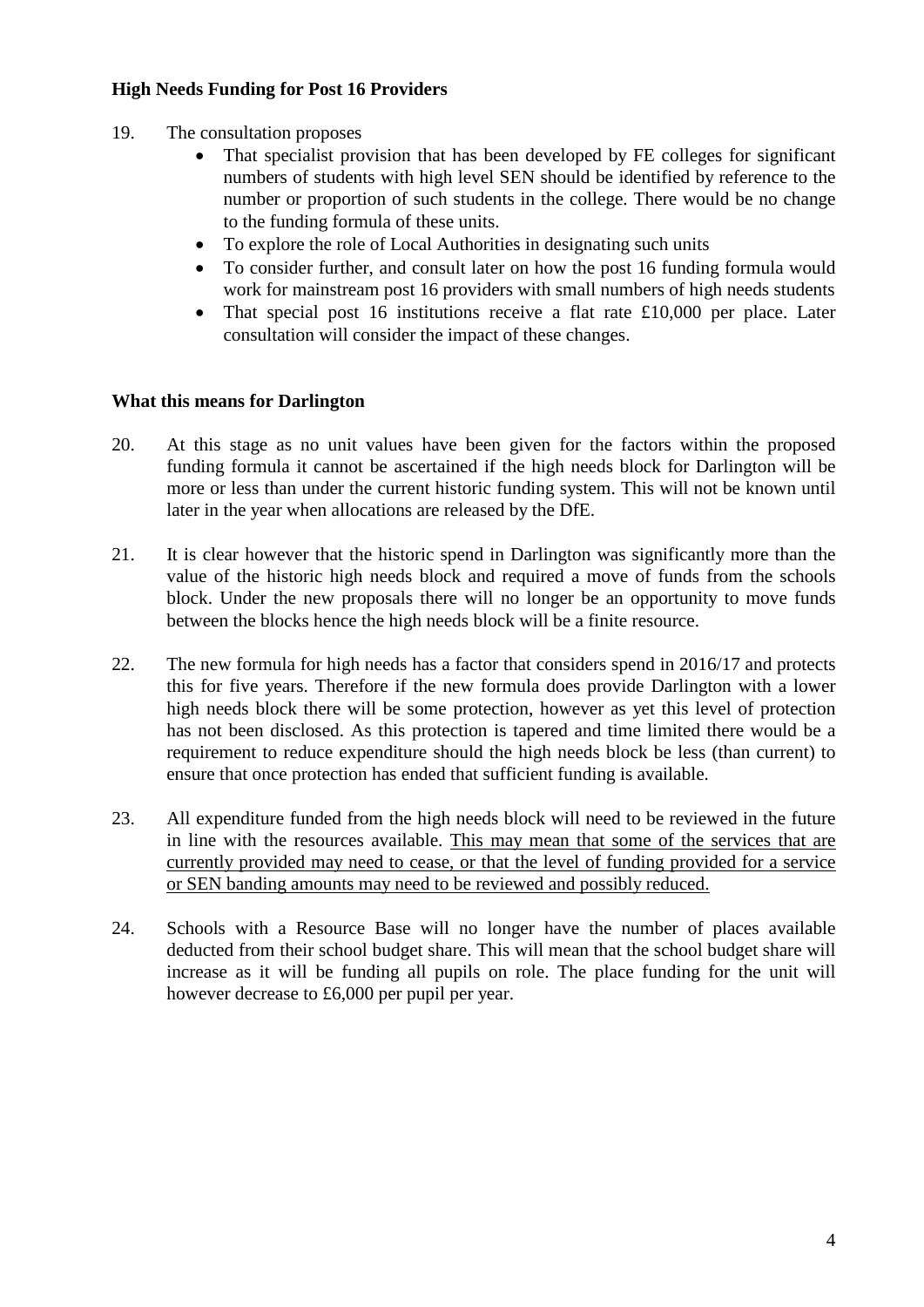**High Needs Funding for Post 16 Providers**

19. The consultation proposes
    - That specialist provision that has been developed by FE colleges for significant numbers of students with high level SEN should be identified by reference to the number or proportion of such students in the college. There would be no change to the funding formula of these units.
    - To explore the role of Local Authorities in designating such units
    - To consider further, and consult later on how the post 16 funding formula would work for mainstream post 16 providers with small numbers of high needs students
    - That special post 16 institutions receive a flat rate £10,000 per place. Later consultation will consider the impact of these changes.

**What this means for Darlington**

20. At this stage as no unit values have been given for the factors within the proposed funding formula it cannot be ascertained if the high needs block for Darlington will be more or less than under the current historic funding system. This will not be known until later in the year when allocations are released by the DfE.

21. It is clear however that the historic spend in Darlington was significantly more than the value of the historic high needs block and required a move of funds from the schools block. Under the new proposals there will no longer be an opportunity to move funds between the blocks hence the high needs block will be a finite resource.

22. The new formula for high needs has a factor that considers spend in 2016/17 and protects this for five years. Therefore if the new formula does provide Darlington with a lower high needs block there will be some protection, however as yet this level of protection has not been disclosed. As this protection is tapered and time limited there would be a requirement to reduce expenditure should the high needs block be less (than current) to ensure that once protection has ended that sufficient funding is available.

23. All expenditure funded from the high needs block will need to be reviewed in the future in line with the resources available. <u>This may mean that some of the services that are currently provided may need to cease, or that the level of funding provided for a service or SEN banding amounts may need to be reviewed and possibly reduced.</u>

24. Schools with a Resource Base will no longer have the number of places available deducted from their school budget share. This will mean that the school budget share will increase as it will be funding all pupils on role. The place funding for the unit will however decrease to £6,000 per pupil per year.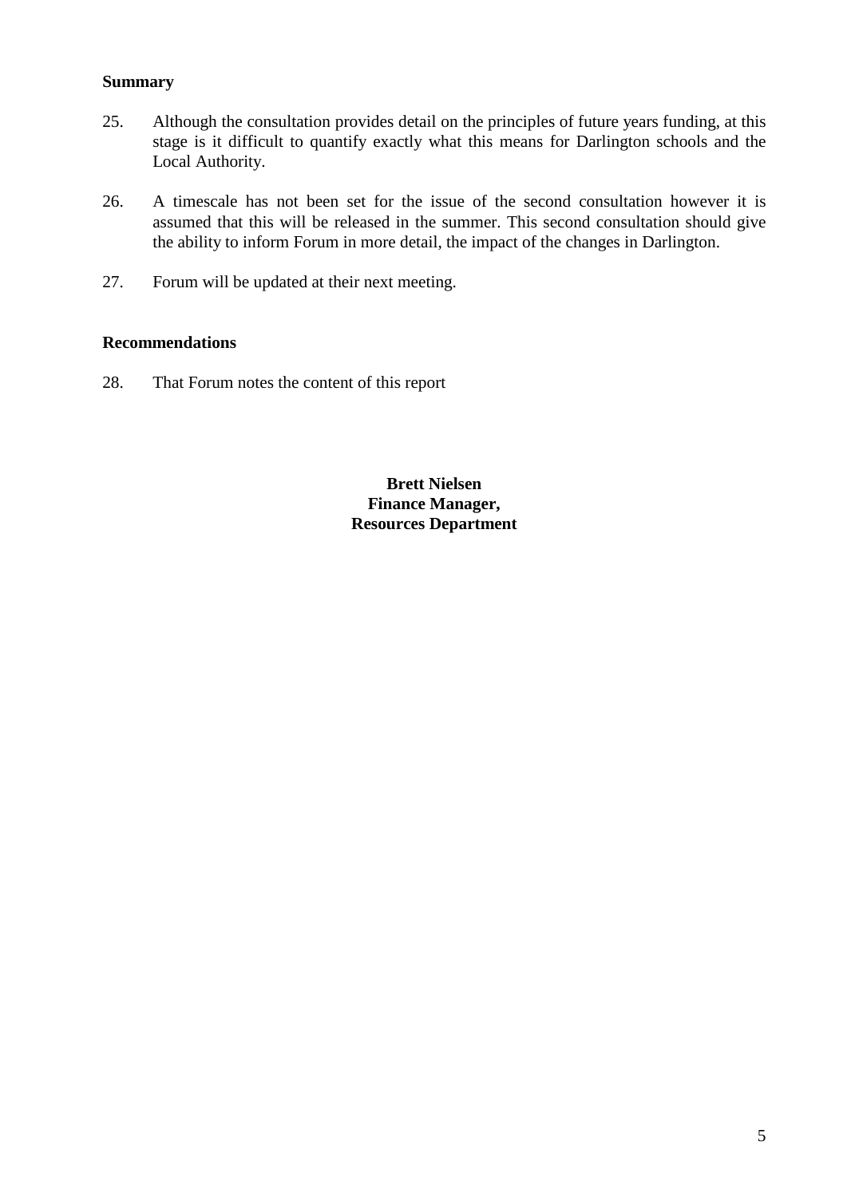**Summary**

25. Although the consultation provides detail on the principles of future years funding, at this stage is it difficult to quantify exactly what this means for Darlington schools and the Local Authority.

26. A timescale has not been set for the issue of the second consultation however it is assumed that this will be released in the summer. This second consultation should give the ability to inform Forum in more detail, the impact of the changes in Darlington.

27. Forum will be updated at their next meeting.

**Recommendations**

28. That Forum notes the content of this report

**Brett Nielsen**
**Finance Manager,**
**Resources Department**